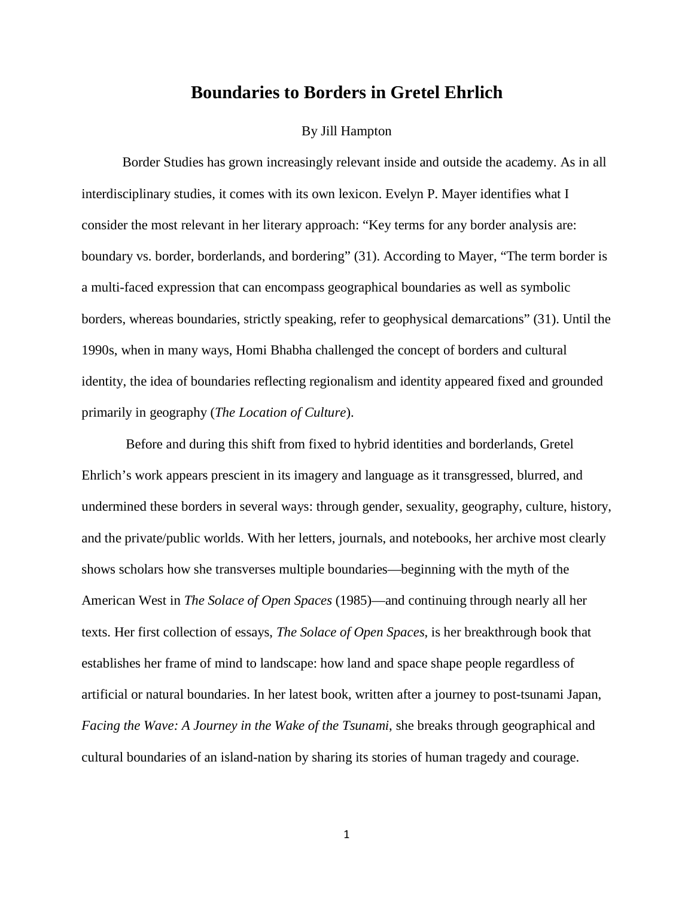# Boundaries to Borders in Gretel Ehrlich

By Jill Hampton

Border Studies has grown increasingly relevant inside and outside the academy. As in all interdisciplinary studies, it comes with its own lexicon. Evelyn P. Mayer identifies what I consider the most relevant in her literary approach: "Key terms for any border analysis are: boundary vs. border, borderlands, and bordering" (31). According to Mayer, "The term border is a multi-faced expression that can encompass geographical boundaries as well as symbolic borders, whereas boundaries, strictly speaking, refer to geophysical demarcations" (31). Until the 1990s, when in many ways, Homi Bhabha challenged the concept of borders and cultural identity, the idea of boundaries reflecting regionalism and identity appeared fixed and grounded primarily in geography (*The Location of Culture*).

Before and during this shift from fixed to hybrid identities and borderlands, Gretel Ehrlich's work appears prescient in its imagery and language as it transgressed, blurred, and undermined these borders in several ways: through gender, sexuality, geography, culture, history, and the private/public worlds. With her letters, journals, and notebooks, her archive most clearly shows scholars how she transverses multiple boundaries—beginning with the myth of the American West in *The Solace of Open Spaces* (1985)—and continuing through nearly all her texts. Her first collection of essays, *The Solace of Open Spaces*, is her breakthrough book that establishes her frame of mind to landscape: how land and space shape people regardless of artificial or natural boundaries. In her latest book, written after a journey to post-tsunami Japan, *Facing the Wave: A Journey in the Wake of the Tsunami*, she breaks through geographical and cultural boundaries of an island-nation by sharing its stories of human tragedy and courage.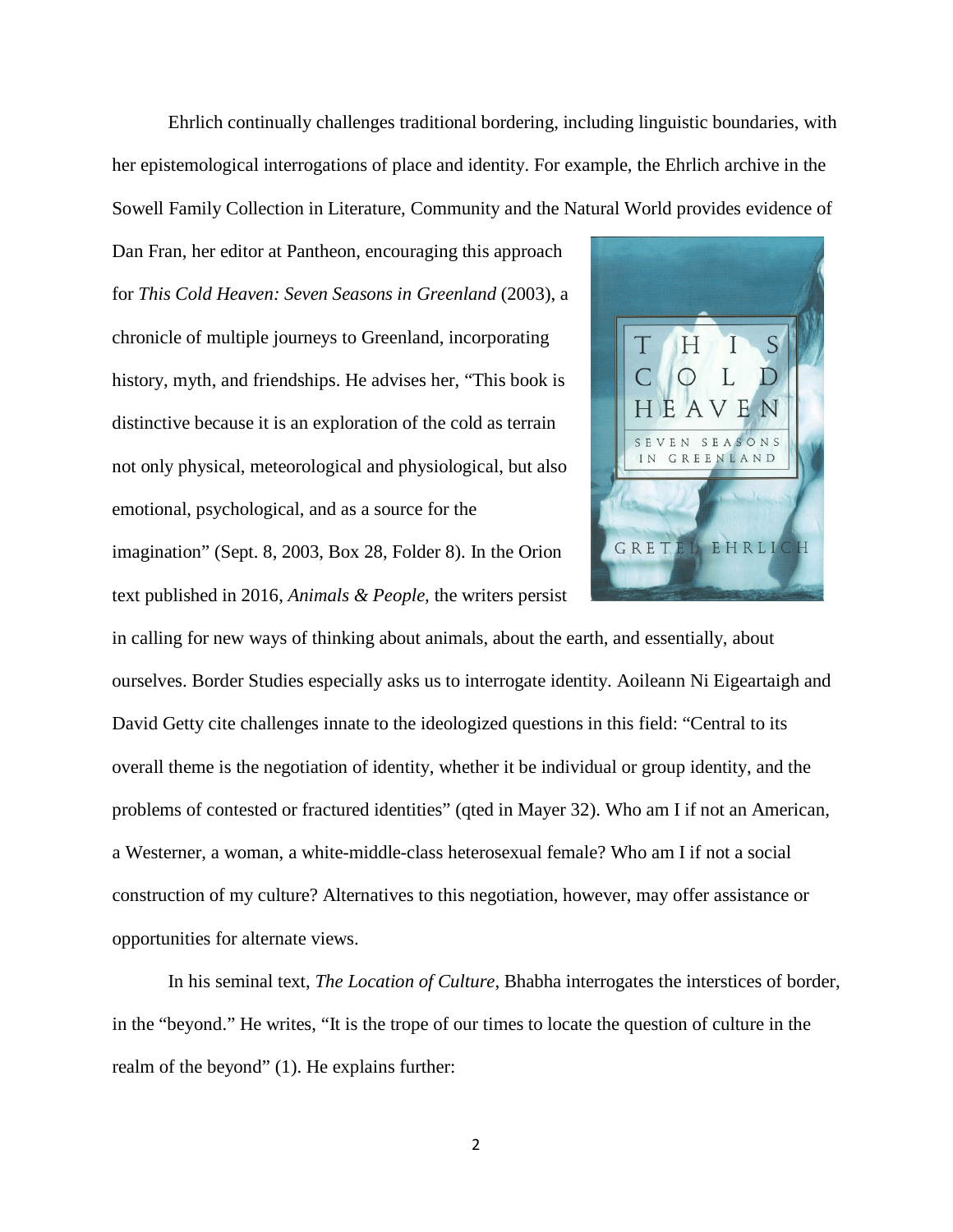Ehrlich continually challenges traditional bordering, including linguistic boundaries, with her epistemological interrogations of place and identity. For example, the Ehrlich archive in the Sowell Family Collection in Literature, Community and the Natural World provides evidence of Dan Fran, her editor at Pantheon, encouraging this approach for *This Cold Heaven: Seven Seasons in Greenland* (2003), a chronicle of multiple journeys to Greenland, incorporating history, myth, and friendships. He advises her, "This book is distinctive because it is an exploration of the cold as terrain not only physical, meteorological and physiological, but also emotional, psychological, and as a source for the imagination" (Sept. 8, 2003, Box 28, Folder 8). In the Orion text published in 2016, *Animals & People,* the writers persist in calling for new ways of thinking about animals, about the earth, and essentially, about ourselves. Border Studies especially asks us to interrogate identity. Aoileann Ni Eigeartaigh and David Getty cite challenges innate to the ideologized questions in this field: "Central to its overall theme is the negotiation of identity, whether it be individual or group identity, and the problems of contested or fractured identities" (qted in Mayer 32). Who am I if not an American, a Westerner, a woman, a white-middle-class heterosexual female? Who am I if not a social construction of my culture? Alternatives to this negotiation, however, may offer assistance or opportunities for alternate views.

In his seminal text, *The Location of Culture*, Bhabha interrogates the interstices of border, in the "beyond." He writes, "It is the trope of our times to locate the question of culture in the realm of the beyond" (1). He explains further: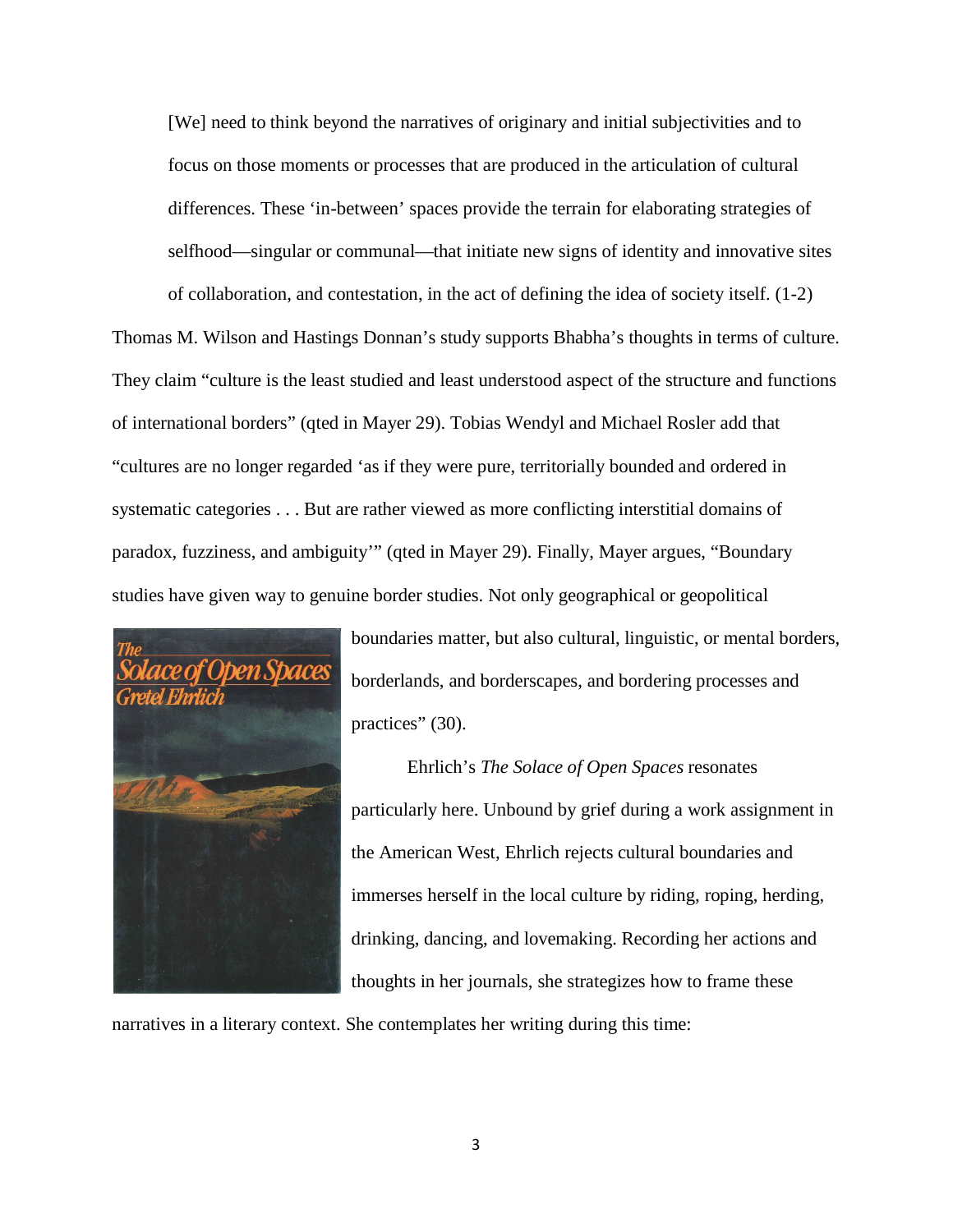> [We] need to think beyond the narratives of originary and initial subjectivities and to focus on those moments or processes that are produced in the articulation of cultural differences. These 'in-between' spaces provide the terrain for elaborating strategies of selfhood—singular or communal—that initiate new signs of identity and innovative sites of collaboration, and contestation, in the act of defining the idea of society itself. (1-2)

Thomas M. Wilson and Hastings Donnan's study supports Bhabha's thoughts in terms of culture. They claim "culture is the least studied and least understood aspect of the structure and functions of international borders" (qted in Mayer 29). Tobias Wendyl and Michael Rosler add that "cultures are no longer regarded 'as if they were pure, territorially bounded and ordered in systematic categories . . . But are rather viewed as more conflicting interstitial domains of paradox, fuzziness, and ambiguity'" (qted in Mayer 29). Finally, Mayer argues, "Boundary studies have given way to genuine border studies. Not only geographical or geopolitical boundaries matter, but also cultural, linguistic, or mental borders, borderlands, and borderscapes, and bordering processes and practices" (30).

Ehrlich's *The Solace of Open Spaces* resonates particularly here. Unbound by grief during a work assignment in the American West, Ehrlich rejects cultural boundaries and immerses herself in the local culture by riding, roping, herding, drinking, dancing, and lovemaking. Recording her actions and thoughts in her journals, she strategizes how to frame these narratives in a literary context. She contemplates her writing during this time: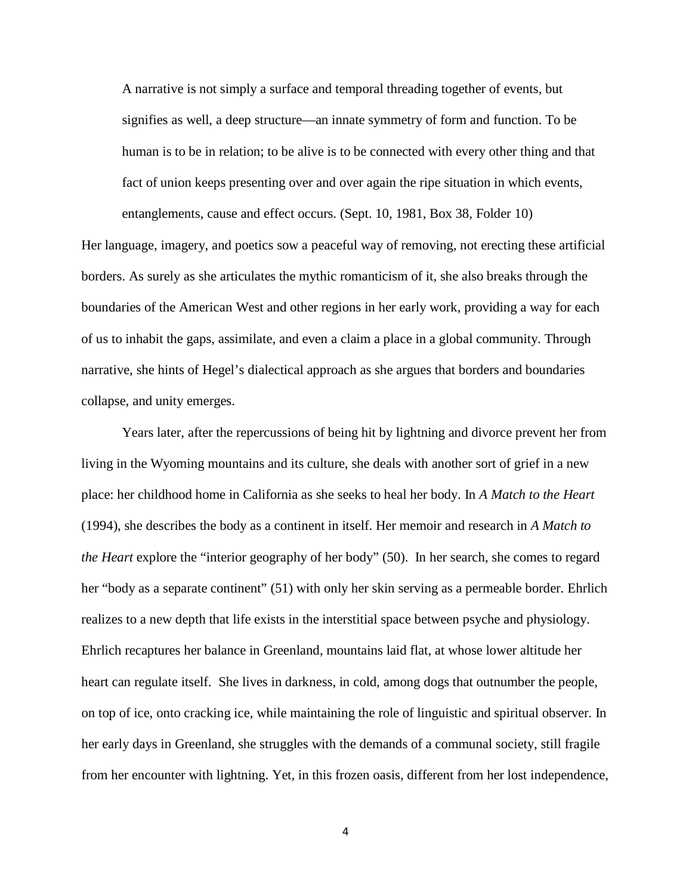> A narrative is not simply a surface and temporal threading together of events, but signifies as well, a deep structure—an innate symmetry of form and function. To be human is to be in relation; to be alive is to be connected with every other thing and that fact of union keeps presenting over and over again the ripe situation in which events, entanglements, cause and effect occurs. (Sept. 10, 1981, Box 38, Folder 10)

Her language, imagery, and poetics sow a peaceful way of removing, not erecting these artificial borders. As surely as she articulates the mythic romanticism of it, she also breaks through the boundaries of the American West and other regions in her early work, providing a way for each of us to inhabit the gaps, assimilate, and even a claim a place in a global community. Through narrative, she hints of Hegel's dialectical approach as she argues that borders and boundaries collapse, and unity emerges.

Years later, after the repercussions of being hit by lightning and divorce prevent her from living in the Wyoming mountains and its culture, she deals with another sort of grief in a new place: her childhood home in California as she seeks to heal her body. In *A Match to the Heart* (1994), she describes the body as a continent in itself. Her memoir and research in *A Match to the Heart* explore the "interior geography of her body" (50). In her search, she comes to regard her "body as a separate continent" (51) with only her skin serving as a permeable border. Ehrlich realizes to a new depth that life exists in the interstitial space between psyche and physiology. Ehrlich recaptures her balance in Greenland, mountains laid flat, at whose lower altitude her heart can regulate itself. She lives in darkness, in cold, among dogs that outnumber the people, on top of ice, onto cracking ice, while maintaining the role of linguistic and spiritual observer. In her early days in Greenland, she struggles with the demands of a communal society, still fragile from her encounter with lightning. Yet, in this frozen oasis, different from her lost independence,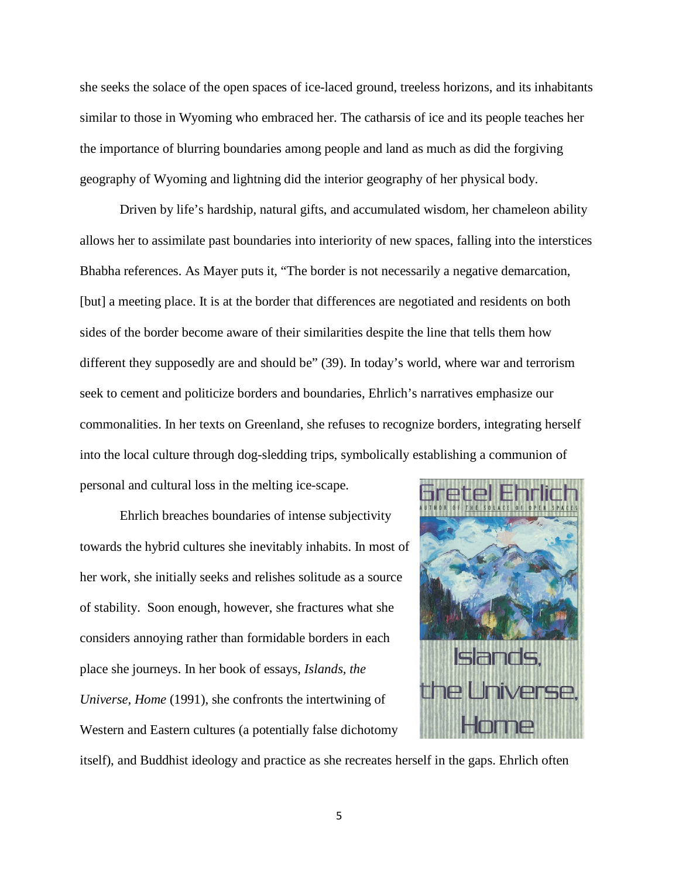she seeks the solace of the open spaces of ice-laced ground, treeless horizons, and its inhabitants similar to those in Wyoming who embraced her. The catharsis of ice and its people teaches her the importance of blurring boundaries among people and land as much as did the forgiving geography of Wyoming and lightning did the interior geography of her physical body.

Driven by life's hardship, natural gifts, and accumulated wisdom, her chameleon ability allows her to assimilate past boundaries into interiority of new spaces, falling into the interstices Bhabha references. As Mayer puts it, "The border is not necessarily a negative demarcation, [but] a meeting place. It is at the border that differences are negotiated and residents on both sides of the border become aware of their similarities despite the line that tells them how different they supposedly are and should be" (39). In today's world, where war and terrorism seek to cement and politicize borders and boundaries, Ehrlich's narratives emphasize our commonalities. In her texts on Greenland, she refuses to recognize borders, integrating herself into the local culture through dog-sledding trips, symbolically establishing a communion of personal and cultural loss in the melting ice-scape.

Ehrlich breaches boundaries of intense subjectivity towards the hybrid cultures she inevitably inhabits. In most of her work, she initially seeks and relishes solitude as a source of stability. Soon enough, however, she fractures what she considers annoying rather than formidable borders in each place she journeys. In her book of essays, *Islands, the Universe, Home* (1991), she confronts the intertwining of Western and Eastern cultures (a potentially false dichotomy itself), and Buddhist ideology and practice as she recreates herself in the gaps. Ehrlich often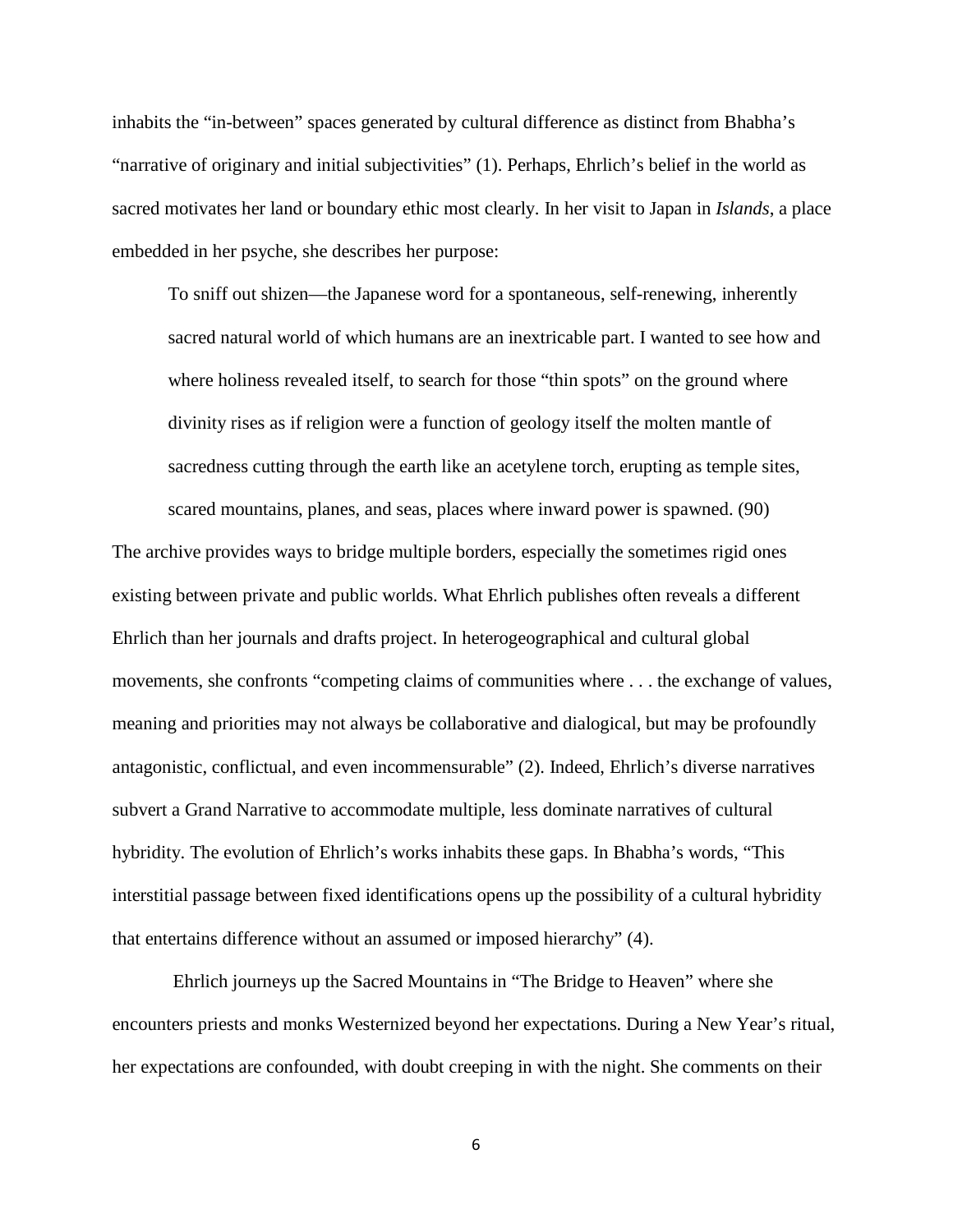inhabits the "in-between" spaces generated by cultural difference as distinct from Bhabha's "narrative of originary and initial subjectivities" (1). Perhaps, Ehrlich's belief in the world as sacred motivates her land or boundary ethic most clearly. In her visit to Japan in *Islands*, a place embedded in her psyche, she describes her purpose:

> To sniff out shizen—the Japanese word for a spontaneous, self-renewing, inherently sacred natural world of which humans are an inextricable part. I wanted to see how and where holiness revealed itself, to search for those "thin spots" on the ground where divinity rises as if religion were a function of geology itself the molten mantle of sacredness cutting through the earth like an acetylene torch, erupting as temple sites, scared mountains, planes, and seas, places where inward power is spawned. (90)

The archive provides ways to bridge multiple borders, especially the sometimes rigid ones existing between private and public worlds. What Ehrlich publishes often reveals a different Ehrlich than her journals and drafts project. In heterogeographical and cultural global movements, she confronts "competing claims of communities where . . . the exchange of values, meaning and priorities may not always be collaborative and dialogical, but may be profoundly antagonistic, conflictual, and even incommensurable" (2). Indeed, Ehrlich's diverse narratives subvert a Grand Narrative to accommodate multiple, less dominate narratives of cultural hybridity. The evolution of Ehrlich's works inhabits these gaps. In Bhabha's words, "This interstitial passage between fixed identifications opens up the possibility of a cultural hybridity that entertains difference without an assumed or imposed hierarchy" (4).

Ehrlich journeys up the Sacred Mountains in "The Bridge to Heaven" where she encounters priests and monks Westernized beyond her expectations. During a New Year's ritual, her expectations are confounded, with doubt creeping in with the night. She comments on their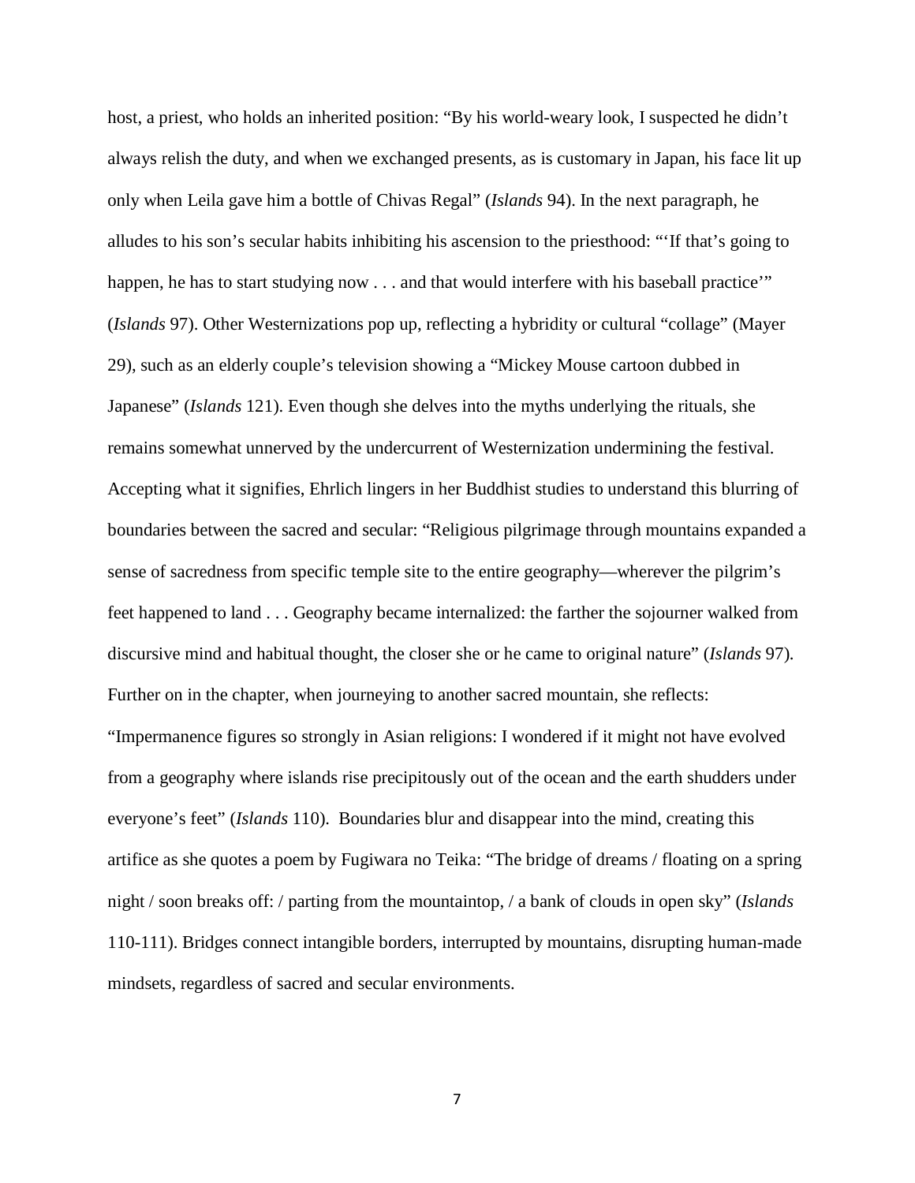host, a priest, who holds an inherited position: "By his world-weary look, I suspected he didn't always relish the duty, and when we exchanged presents, as is customary in Japan, his face lit up only when Leila gave him a bottle of Chivas Regal" (*Islands* 94). In the next paragraph, he alludes to his son's secular habits inhibiting his ascension to the priesthood: "'If that's going to happen, he has to start studying now . . . and that would interfere with his baseball practice'" (*Islands* 97). Other Westernizations pop up, reflecting a hybridity or cultural "collage" (Mayer 29), such as an elderly couple's television showing a "Mickey Mouse cartoon dubbed in Japanese" (*Islands* 121). Even though she delves into the myths underlying the rituals, she remains somewhat unnerved by the undercurrent of Westernization undermining the festival. Accepting what it signifies, Ehrlich lingers in her Buddhist studies to understand this blurring of boundaries between the sacred and secular: "Religious pilgrimage through mountains expanded a sense of sacredness from specific temple site to the entire geography—wherever the pilgrim's feet happened to land . . . Geography became internalized: the farther the sojourner walked from discursive mind and habitual thought, the closer she or he came to original nature" (*Islands* 97). Further on in the chapter, when journeying to another sacred mountain, she reflects: "Impermanence figures so strongly in Asian religions: I wondered if it might not have evolved from a geography where islands rise precipitously out of the ocean and the earth shudders under everyone's feet" (*Islands* 110). Boundaries blur and disappear into the mind, creating this artifice as she quotes a poem by Fugiwara no Teika: "The bridge of dreams / floating on a spring night / soon breaks off: / parting from the mountaintop, / a bank of clouds in open sky" (*Islands* 110-111). Bridges connect intangible borders, interrupted by mountains, disrupting human-made mindsets, regardless of sacred and secular environments.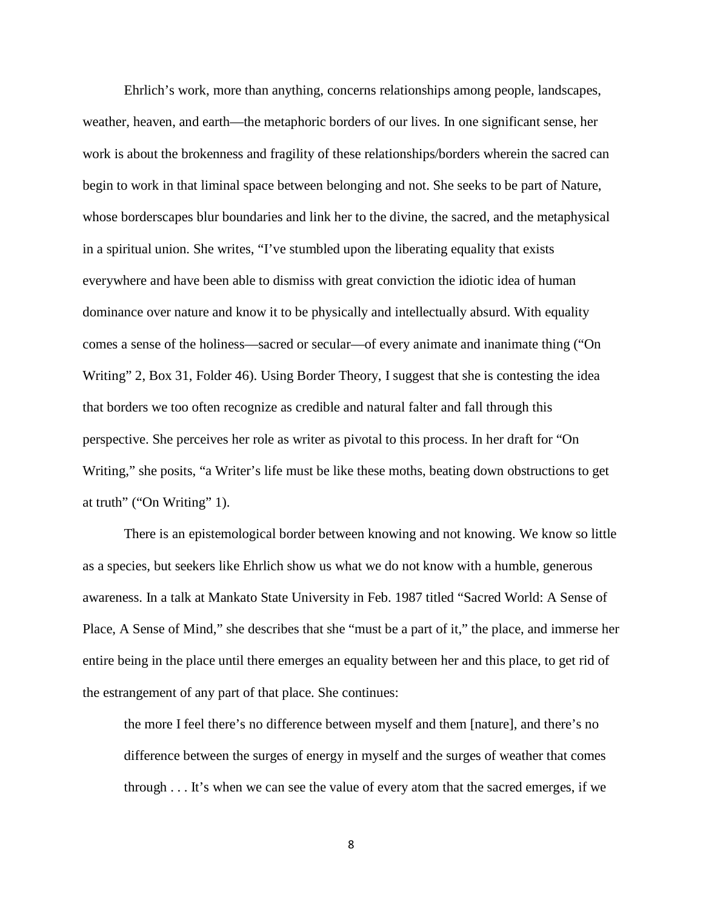Ehrlich's work, more than anything, concerns relationships among people, landscapes, weather, heaven, and earth—the metaphoric borders of our lives. In one significant sense, her work is about the brokenness and fragility of these relationships/borders wherein the sacred can begin to work in that liminal space between belonging and not. She seeks to be part of Nature, whose borderscapes blur boundaries and link her to the divine, the sacred, and the metaphysical in a spiritual union. She writes, "I've stumbled upon the liberating equality that exists everywhere and have been able to dismiss with great conviction the idiotic idea of human dominance over nature and know it to be physically and intellectually absurd. With equality comes a sense of the holiness—sacred or secular—of every animate and inanimate thing ("On Writing" 2, Box 31, Folder 46). Using Border Theory, I suggest that she is contesting the idea that borders we too often recognize as credible and natural falter and fall through this perspective. She perceives her role as writer as pivotal to this process. In her draft for "On Writing," she posits, "a Writer's life must be like these moths, beating down obstructions to get at truth" ("On Writing" 1).

There is an epistemological border between knowing and not knowing. We know so little as a species, but seekers like Ehrlich show us what we do not know with a humble, generous awareness. In a talk at Mankato State University in Feb. 1987 titled "Sacred World: A Sense of Place, A Sense of Mind," she describes that she "must be a part of it," the place, and immerse her entire being in the place until there emerges an equality between her and this place, to get rid of the estrangement of any part of that place. She continues:

> the more I feel there's no difference between myself and them [nature], and there's no difference between the surges of energy in myself and the surges of weather that comes through . . . It's when we can see the value of every atom that the sacred emerges, if we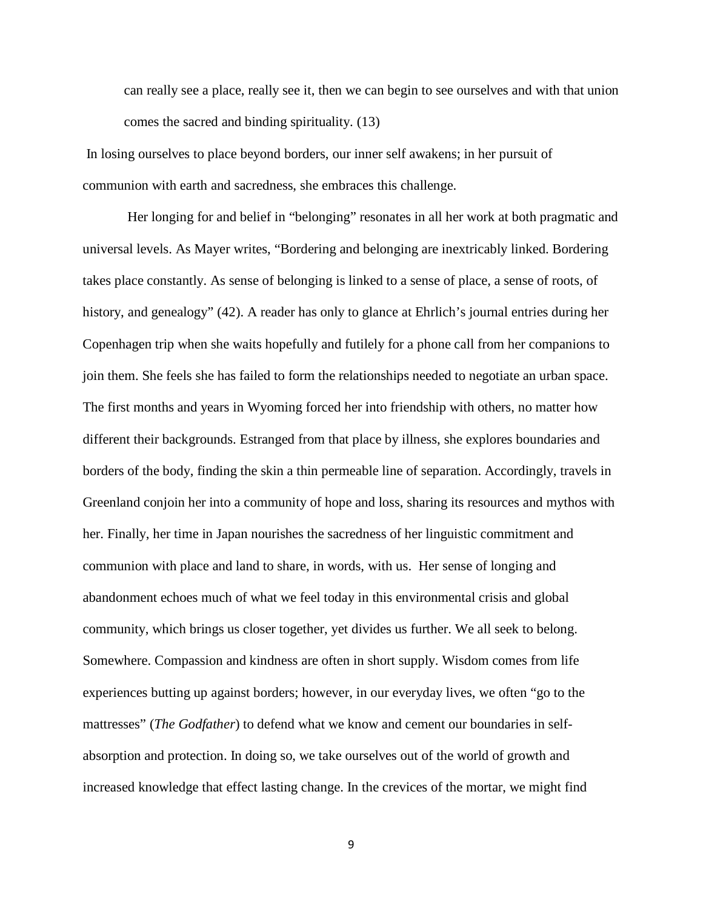> can really see a place, really see it, then we can begin to see ourselves and with that union comes the sacred and binding spirituality. (13)

In losing ourselves to place beyond borders, our inner self awakens; in her pursuit of communion with earth and sacredness, she embraces this challenge.

Her longing for and belief in "belonging" resonates in all her work at both pragmatic and universal levels. As Mayer writes, "Bordering and belonging are inextricably linked. Bordering takes place constantly. As sense of belonging is linked to a sense of place, a sense of roots, of history, and genealogy" (42). A reader has only to glance at Ehrlich's journal entries during her Copenhagen trip when she waits hopefully and futilely for a phone call from her companions to join them. She feels she has failed to form the relationships needed to negotiate an urban space. The first months and years in Wyoming forced her into friendship with others, no matter how different their backgrounds. Estranged from that place by illness, she explores boundaries and borders of the body, finding the skin a thin permeable line of separation. Accordingly, travels in Greenland conjoin her into a community of hope and loss, sharing its resources and mythos with her. Finally, her time in Japan nourishes the sacredness of her linguistic commitment and communion with place and land to share, in words, with us. Her sense of longing and abandonment echoes much of what we feel today in this environmental crisis and global community, which brings us closer together, yet divides us further. We all seek to belong. Somewhere. Compassion and kindness are often in short supply. Wisdom comes from life experiences butting up against borders; however, in our everyday lives, we often "go to the mattresses" (*The Godfather*) to defend what we know and cement our boundaries in self-absorption and protection. In doing so, we take ourselves out of the world of growth and increased knowledge that effect lasting change. In the crevices of the mortar, we might find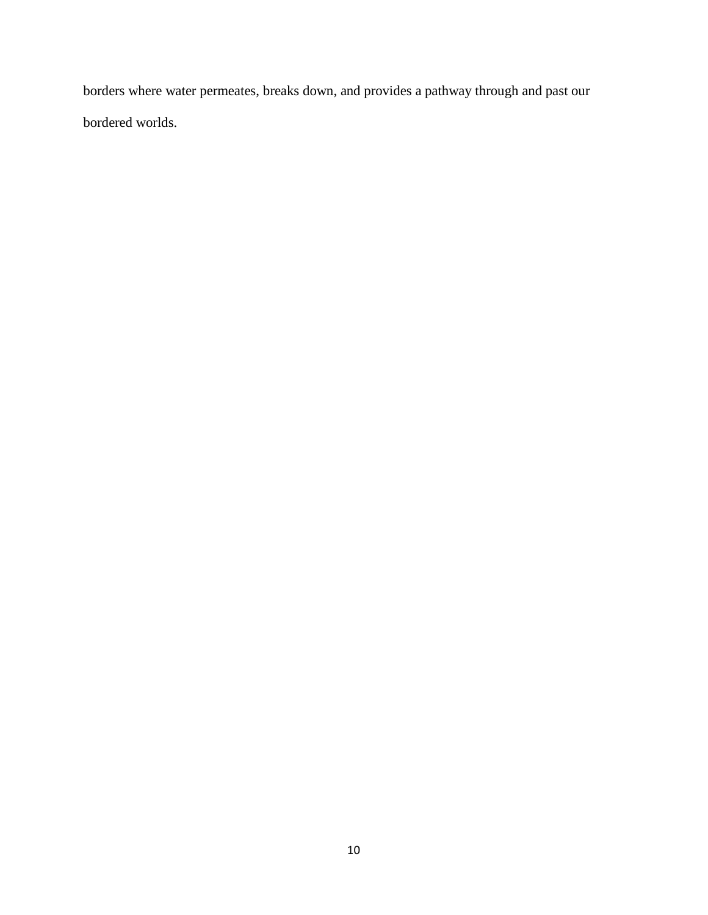borders where water permeates, breaks down, and provides a pathway through and past our bordered worlds.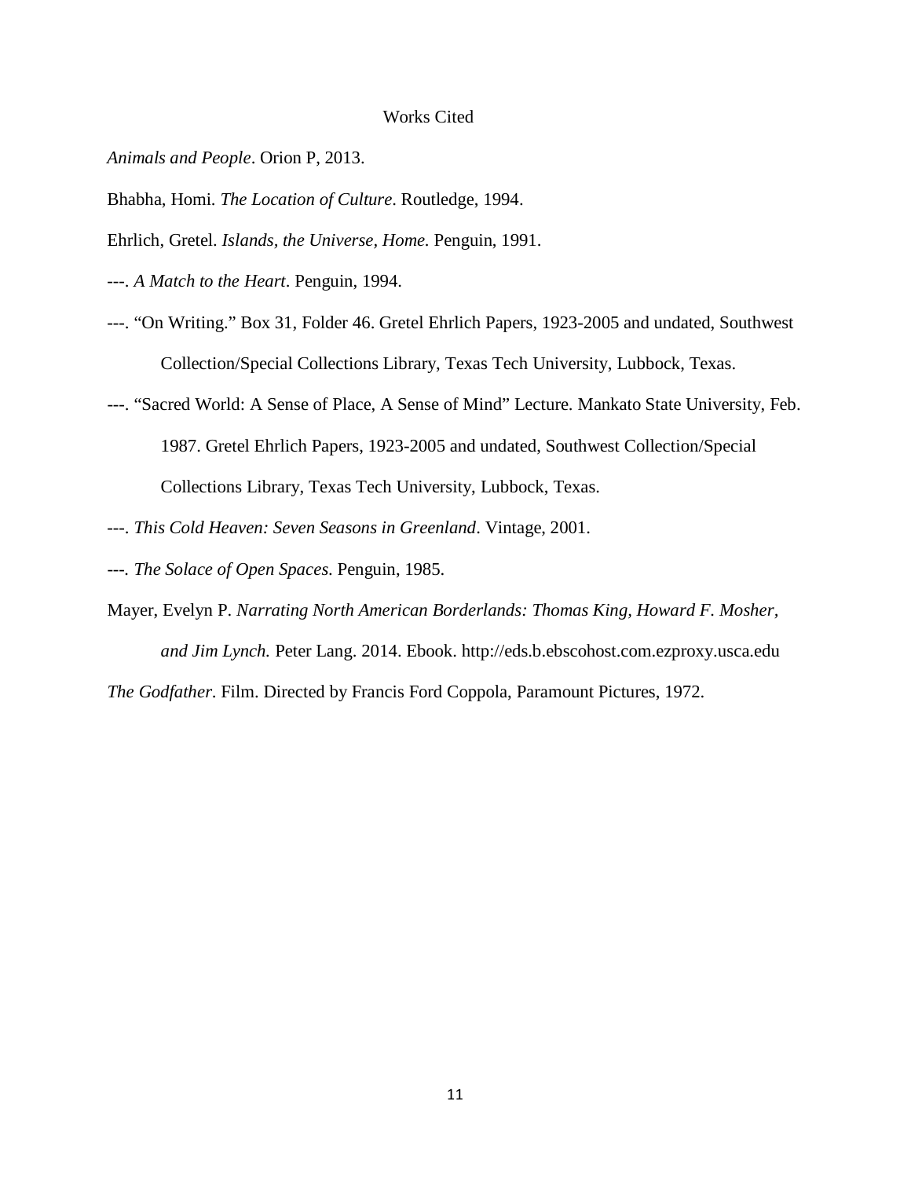# Works Cited

*Animals and People*. Orion P, 2013.

Bhabha, Homi. *The Location of Culture*. Routledge, 1994.

Ehrlich, Gretel. *Islands, the Universe, Home.* Penguin, 1991.

---. *A Match to the Heart*. Penguin, 1994.

---. "On Writing." Box 31, Folder 46. Gretel Ehrlich Papers, 1923-2005 and undated, Southwest Collection/Special Collections Library, Texas Tech University, Lubbock, Texas.

---. "Sacred World: A Sense of Place, A Sense of Mind" Lecture. Mankato State University, Feb. 1987. Gretel Ehrlich Papers, 1923-2005 and undated, Southwest Collection/Special Collections Library, Texas Tech University, Lubbock, Texas.

---. *This Cold Heaven: Seven Seasons in Greenland*. Vintage, 2001.

---. *The Solace of Open Spaces*. Penguin, 1985.

Mayer, Evelyn P. *Narrating North American Borderlands: Thomas King, Howard F. Mosher, and Jim Lynch.* Peter Lang. 2014. Ebook. http://eds.b.ebscohost.com.ezproxy.usca.edu

*The Godfather*. Film. Directed by Francis Ford Coppola, Paramount Pictures, 1972.